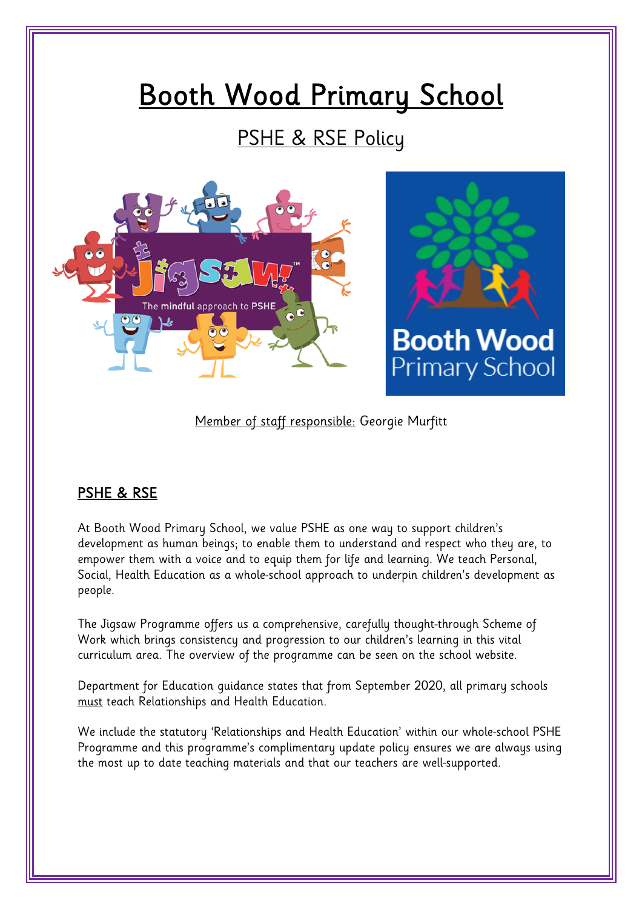# Booth Wood Primary School

## PSHE & RSE Policy

Member of staff responsible: Georgie Murfitt

### PSHE & RSE

At Booth Wood Primary School, we value PSHE as one way to support children's development as human beings; to enable them to understand and respect who they are, to empower them with a voice and to equip them for life and learning. We teach Personal, Social, Health Education as a whole-school approach to underpin children's development as people.

The Jigsaw Programme offers us a comprehensive, carefully thought-through Scheme of Work which brings consistency and progression to our children's learning in this vital curriculum area. The overview of the programme can be seen on the school website.

Department for Education guidance states that from September 2020, all primary schools must teach Relationships and Health Education.

We include the statutory 'Relationships and Health Education' within our whole-school PSHE Programme and this programme's complimentary update policy ensures we are always using the most up to date teaching materials and that our teachers are well-supported.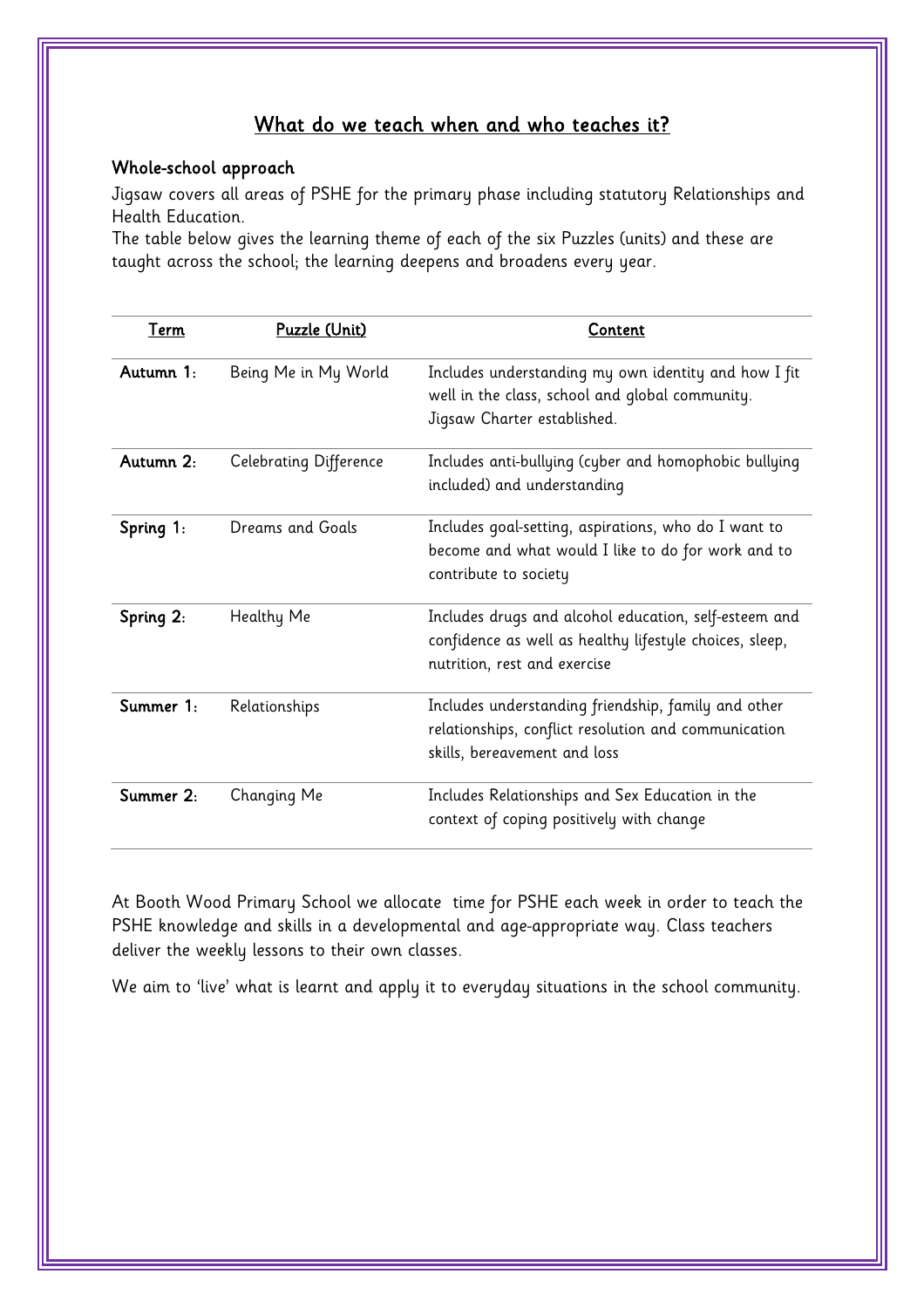## What do we teach when and who teaches it?

### Whole-school approach

Jigsaw covers all areas of PSHE for the primary phase including statutory Relationships and Health Education.

The table below gives the learning theme of each of the six Puzzles (units) and these are taught across the school; the learning deepens and broadens every year.

| Term | Puzzle (Unit) | Content |
| --- | --- | --- |
| **Autumn 1:** | Being Me in My World | Includes understanding my own identity and how I fit well in the class, school and global community. Jigsaw Charter established. |
| **Autumn 2:** | Celebrating Difference | Includes anti-bullying (cyber and homophobic bullying included) and understanding |
| **Spring 1:** | Dreams and Goals | Includes goal-setting, aspirations, who do I want to become and what would I like to do for work and to contribute to society |
| **Spring 2:** | Healthy Me | Includes drugs and alcohol education, self-esteem and confidence as well as healthy lifestyle choices, sleep, nutrition, rest and exercise |
| **Summer 1:** | Relationships | Includes understanding friendship, family and other relationships, conflict resolution and communication skills, bereavement and loss |
| **Summer 2:** | Changing Me | Includes Relationships and Sex Education in the context of coping positively with change |

At Booth Wood Primary School we allocate time for PSHE each week in order to teach the PSHE knowledge and skills in a developmental and age-appropriate way. Class teachers deliver the weekly lessons to their own classes.

We aim to 'live' what is learnt and apply it to everyday situations in the school community.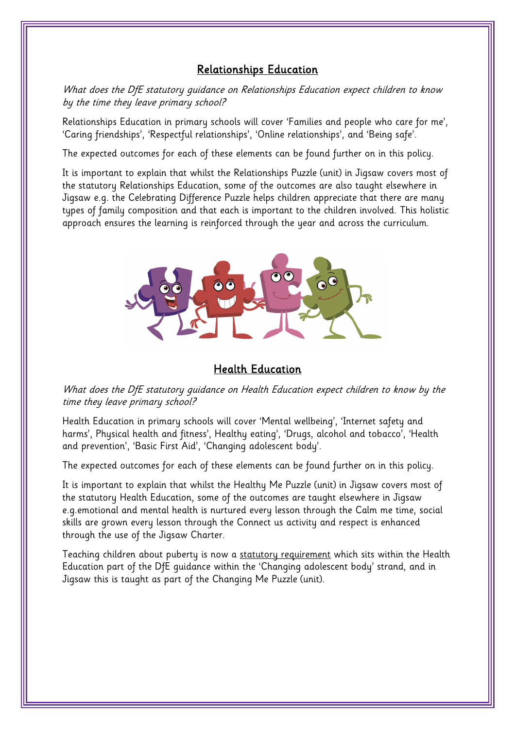## Relationships Education

*What does the DfE statutory guidance on Relationships Education expect children to know by the time they leave primary school?*

Relationships Education in primary schools will cover 'Families and people who care for me', 'Caring friendships', 'Respectful relationships', 'Online relationships', and 'Being safe'.

The expected outcomes for each of these elements can be found further on in this policy.

It is important to explain that whilst the Relationships Puzzle (unit) in Jigsaw covers most of the statutory Relationships Education, some of the outcomes are also taught elsewhere in Jigsaw e.g. the Celebrating Difference Puzzle helps children appreciate that there are many types of family composition and that each is important to the children involved. This holistic approach ensures the learning is reinforced through the year and across the curriculum.

## Health Education

*What does the DfE statutory guidance on Health Education expect children to know by the time they leave primary school?*

Health Education in primary schools will cover 'Mental wellbeing', 'Internet safety and harms', Physical health and fitness', Healthy eating', 'Drugs, alcohol and tobacco', 'Health and prevention', 'Basic First Aid', 'Changing adolescent body'.

The expected outcomes for each of these elements can be found further on in this policy.

It is important to explain that whilst the Healthy Me Puzzle (unit) in Jigsaw covers most of the statutory Health Education, some of the outcomes are taught elsewhere in Jigsaw e.g.emotional and mental health is nurtured every lesson through the Calm me time, social skills are grown every lesson through the Connect us activity and respect is enhanced through the use of the Jigsaw Charter.

Teaching children about puberty is now a statutory requirement which sits within the Health Education part of the DfE guidance within the 'Changing adolescent body' strand, and in Jigsaw this is taught as part of the Changing Me Puzzle (unit).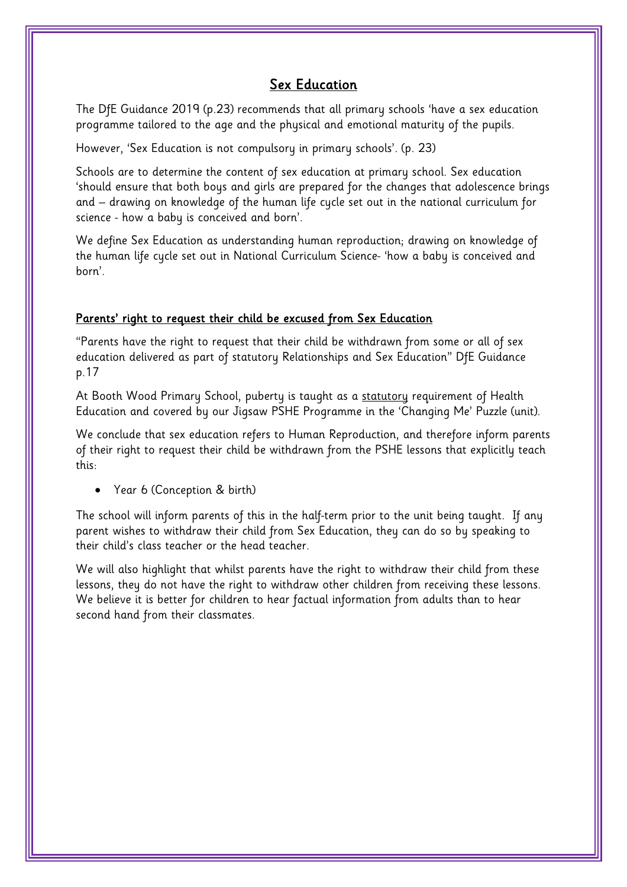## Sex Education

The DfE Guidance 2019 (p.23) recommends that all primary schools 'have a sex education programme tailored to the age and the physical and emotional maturity of the pupils.

However, 'Sex Education is not compulsory in primary schools'. (p. 23)

Schools are to determine the content of sex education at primary school. Sex education 'should ensure that both boys and girls are prepared for the changes that adolescence brings and – drawing on knowledge of the human life cycle set out in the national curriculum for science - how a baby is conceived and born'.

We define Sex Education as understanding human reproduction; drawing on knowledge of the human life cycle set out in National Curriculum Science- 'how a baby is conceived and born'.

### Parents' right to request their child be excused from Sex Education

"Parents have the right to request that their child be withdrawn from some or all of sex education delivered as part of statutory Relationships and Sex Education" DfE Guidance p.17

At Booth Wood Primary School, puberty is taught as a statutory requirement of Health Education and covered by our Jigsaw PSHE Programme in the 'Changing Me' Puzzle (unit).

We conclude that sex education refers to Human Reproduction, and therefore inform parents of their right to request their child be withdrawn from the PSHE lessons that explicitly teach this:

- Year 6 (Conception & birth)

The school will inform parents of this in the half-term prior to the unit being taught. If any parent wishes to withdraw their child from Sex Education, they can do so by speaking to their child's class teacher or the head teacher.

We will also highlight that whilst parents have the right to withdraw their child from these lessons, they do not have the right to withdraw other children from receiving these lessons. We believe it is better for children to hear factual information from adults than to hear second hand from their classmates.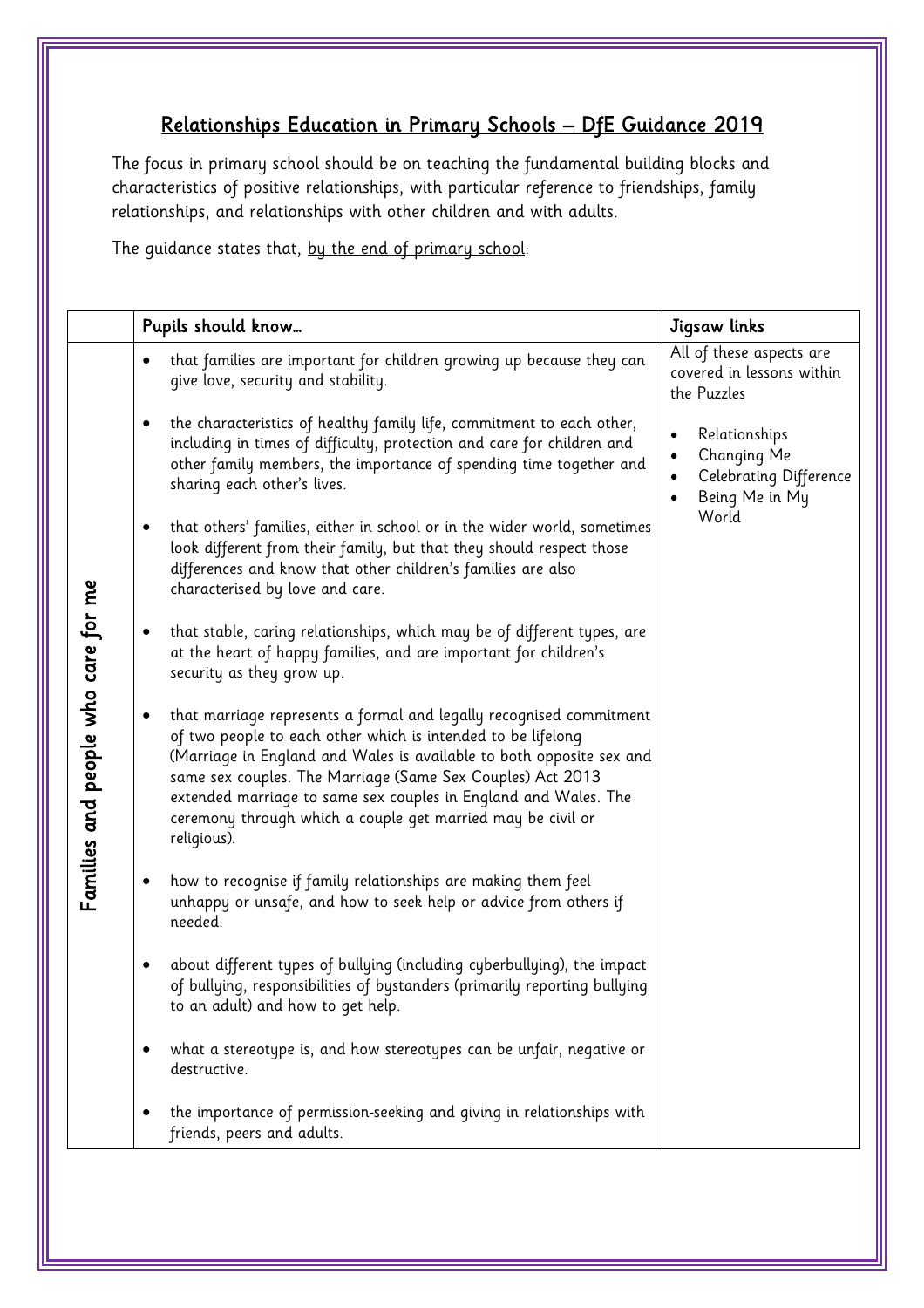## Relationships Education in Primary Schools – DfE Guidance 2019

The focus in primary school should be on teaching the fundamental building blocks and characteristics of positive relationships, with particular reference to friendships, family relationships, and relationships with other children and with adults.

The guidance states that, by the end of primary school:

| | Pupils should know… | Jigsaw links |
|---|---|---|
| Families and people who care for me | • that families are important for children growing up because they can give love, security and stability.<br><br>• the characteristics of healthy family life, commitment to each other, including in times of difficulty, protection and care for children and other family members, the importance of spending time together and sharing each other's lives.<br><br>• that others' families, either in school or in the wider world, sometimes look different from their family, but that they should respect those differences and know that other children's families are also characterised by love and care.<br><br>• that stable, caring relationships, which may be of different types, are at the heart of happy families, and are important for children's security as they grow up.<br><br>• that marriage represents a formal and legally recognised commitment of two people to each other which is intended to be lifelong (Marriage in England and Wales is available to both opposite sex and same sex couples. The Marriage (Same Sex Couples) Act 2013 extended marriage to same sex couples in England and Wales. The ceremony through which a couple get married may be civil or religious).<br><br>• how to recognise if family relationships are making them feel unhappy or unsafe, and how to seek help or advice from others if needed.<br><br>• about different types of bullying (including cyberbullying), the impact of bullying, responsibilities of bystanders (primarily reporting bullying to an adult) and how to get help.<br><br>• what a stereotype is, and how stereotypes can be unfair, negative or destructive.<br><br>• the importance of permission-seeking and giving in relationships with friends, peers and adults. | All of these aspects are covered in lessons within the Puzzles<br><br>• Relationships<br>• Changing Me<br>• Celebrating Difference<br>• Being Me in My World |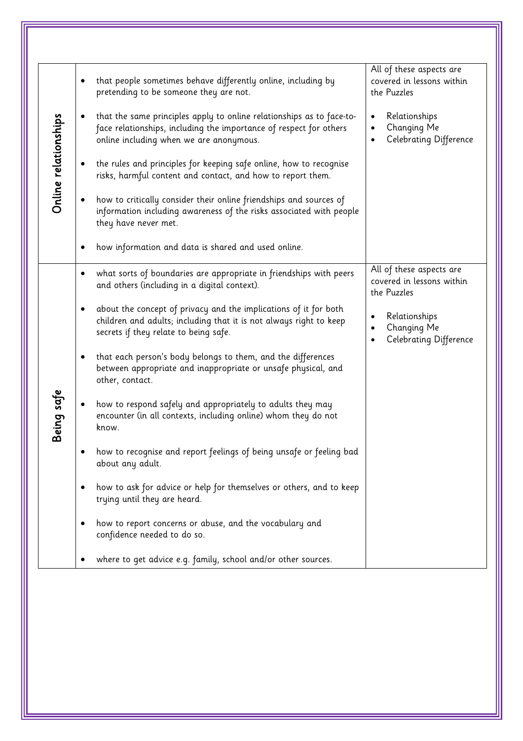| | | |
|---|---|---|
| **Online relationships** | • that people sometimes behave differently online, including by pretending to be someone they are not.<br><br>• that the same principles apply to online relationships as to face-to-face relationships, including the importance of respect for others online including when we are anonymous.<br><br>• the rules and principles for keeping safe online, how to recognise risks, harmful content and contact, and how to report them.<br><br>• how to critically consider their online friendships and sources of information including awareness of the risks associated with people they have never met.<br><br>• how information and data is shared and used online. | All of these aspects are covered in lessons within the Puzzles<br><br>• Relationships<br>• Changing Me<br>• Celebrating Difference |
| **Being safe** | • what sorts of boundaries are appropriate in friendships with peers and others (including in a digital context).<br><br>• about the concept of privacy and the implications of it for both children and adults; including that it is not always right to keep secrets if they relate to being safe.<br><br>• that each person's body belongs to them, and the differences between appropriate and inappropriate or unsafe physical, and other, contact.<br><br>• how to respond safely and appropriately to adults they may encounter (in all contexts, including online) whom they do not know.<br><br>• how to recognise and report feelings of being unsafe or feeling bad about any adult.<br><br>• how to ask for advice or help for themselves or others, and to keep trying until they are heard.<br><br>• how to report concerns or abuse, and the vocabulary and confidence needed to do so.<br><br>• where to get advice e.g. family, school and/or other sources. | All of these aspects are covered in lessons within the Puzzles<br><br>• Relationships<br>• Changing Me<br>• Celebrating Difference |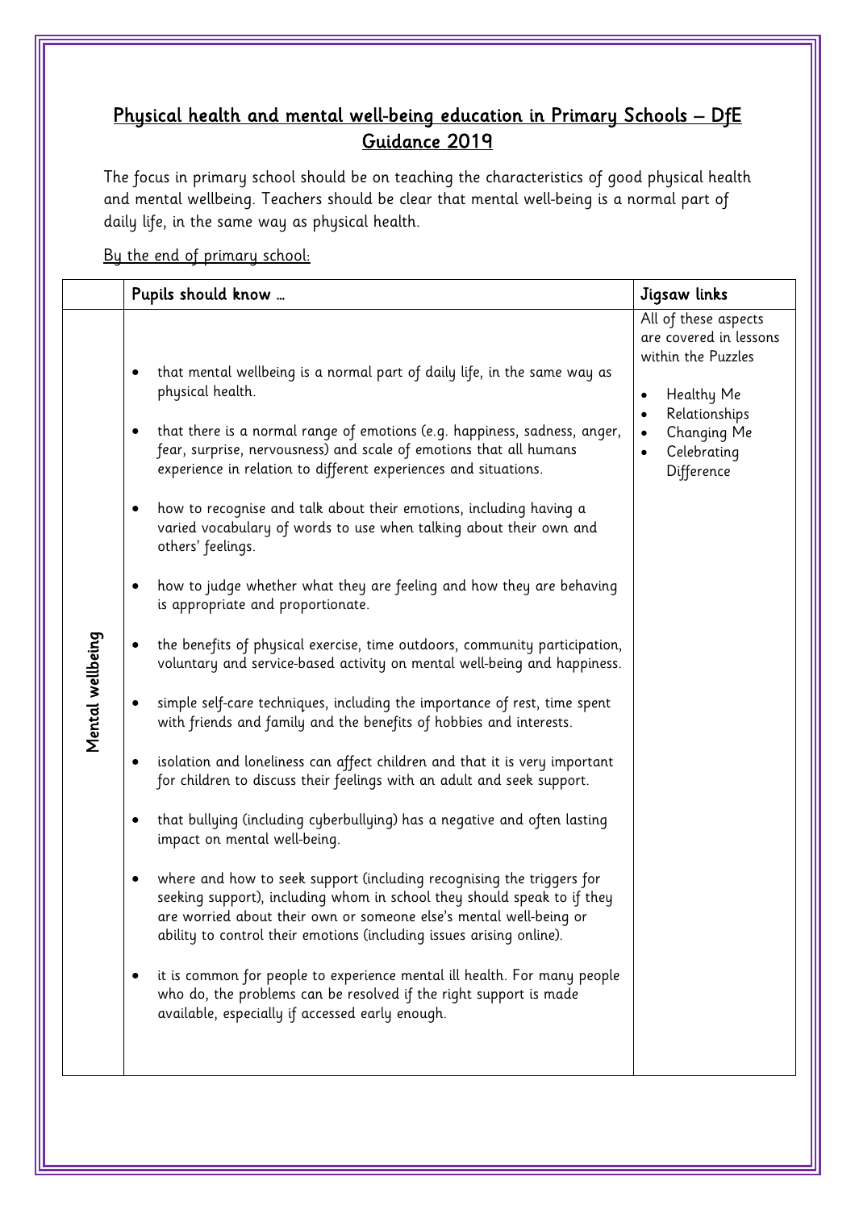## Physical health and mental well-being education in Primary Schools – DfE Guidance 2019

The focus in primary school should be on teaching the characteristics of good physical health and mental wellbeing. Teachers should be clear that mental well-being is a normal part of daily life, in the same way as physical health.

By the end of primary school:

| | Pupils should know … | Jigsaw links |
|---|---|---|
| Mental wellbeing | • that mental wellbeing is a normal part of daily life, in the same way as physical health.<br>• that there is a normal range of emotions (e.g. happiness, sadness, anger, fear, surprise, nervousness) and scale of emotions that all humans experience in relation to different experiences and situations.<br>• how to recognise and talk about their emotions, including having a varied vocabulary of words to use when talking about their own and others' feelings.<br>• how to judge whether what they are feeling and how they are behaving is appropriate and proportionate.<br>• the benefits of physical exercise, time outdoors, community participation, voluntary and service-based activity on mental well-being and happiness.<br>• simple self-care techniques, including the importance of rest, time spent with friends and family and the benefits of hobbies and interests.<br>• isolation and loneliness can affect children and that it is very important for children to discuss their feelings with an adult and seek support.<br>• that bullying (including cyberbullying) has a negative and often lasting impact on mental well-being.<br>• where and how to seek support (including recognising the triggers for seeking support), including whom in school they should speak to if they are worried about their own or someone else's mental well-being or ability to control their emotions (including issues arising online).<br>• it is common for people to experience mental ill health. For many people who do, the problems can be resolved if the right support is made available, especially if accessed early enough. | All of these aspects are covered in lessons within the Puzzles<br>• Healthy Me<br>• Relationships<br>• Changing Me<br>• Celebrating Difference |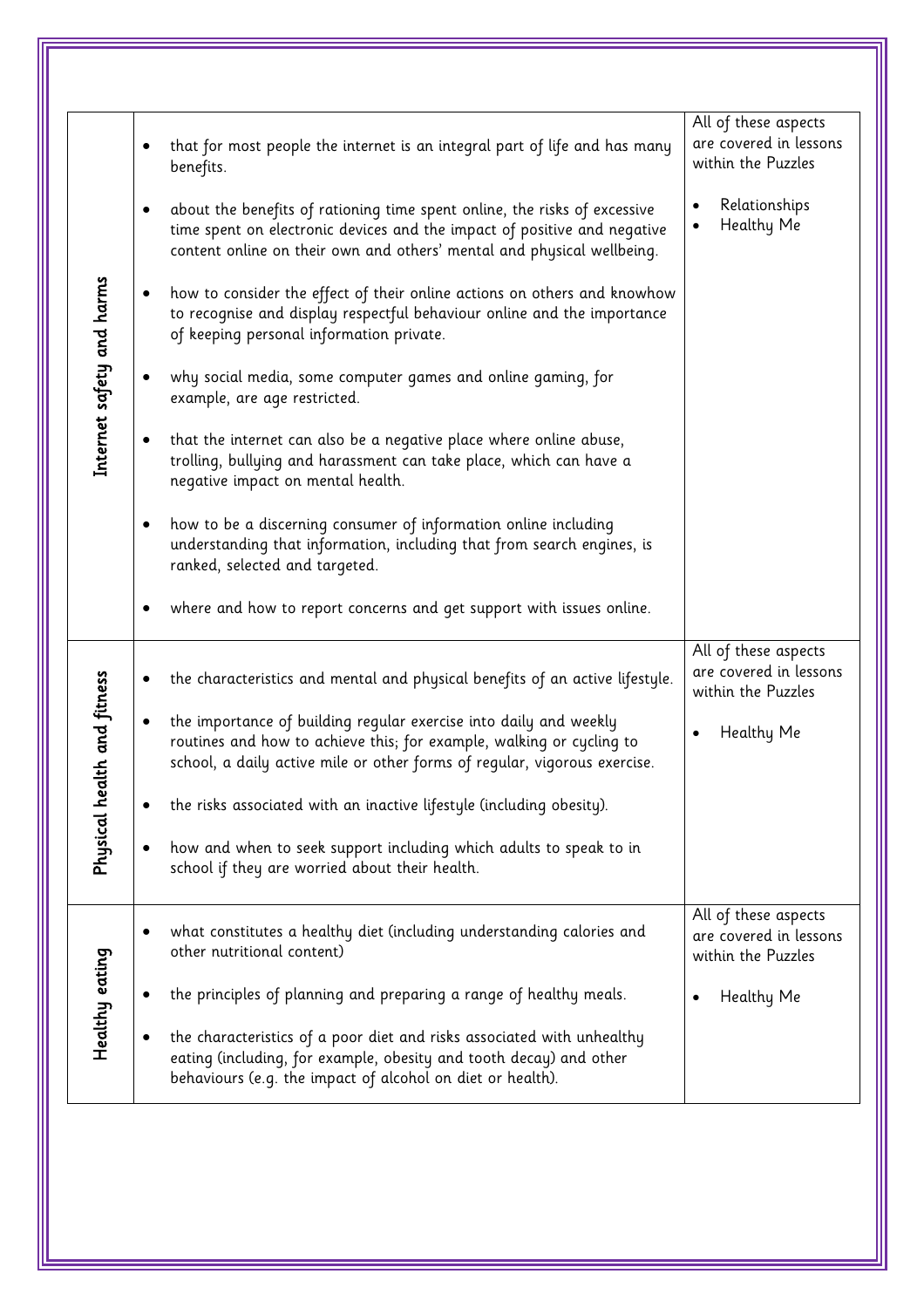| | | |
|---|---|---|
| Internet safety and harms | <ul><li>that for most people the internet is an integral part of life and has many benefits.</li><li>about the benefits of rationing time spent online, the risks of excessive time spent on electronic devices and the impact of positive and negative content online on their own and others' mental and physical wellbeing.</li><li>how to consider the effect of their online actions on others and knowhow to recognise and display respectful behaviour online and the importance of keeping personal information private.</li><li>why social media, some computer games and online gaming, for example, are age restricted.</li><li>that the internet can also be a negative place where online abuse, trolling, bullying and harassment can take place, which can have a negative impact on mental health.</li><li>how to be a discerning consumer of information online including understanding that information, including that from search engines, is ranked, selected and targeted.</li><li>where and how to report concerns and get support with issues online.</li></ul> | All of these aspects are covered in lessons within the Puzzles<ul><li>Relationships</li><li>Healthy Me</li></ul> |
| Physical health and fitness | <ul><li>the characteristics and mental and physical benefits of an active lifestyle.</li><li>the importance of building regular exercise into daily and weekly routines and how to achieve this; for example, walking or cycling to school, a daily active mile or other forms of regular, vigorous exercise.</li><li>the risks associated with an inactive lifestyle (including obesity).</li><li>how and when to seek support including which adults to speak to in school if they are worried about their health.</li></ul> | All of these aspects are covered in lessons within the Puzzles<ul><li>Healthy Me</li></ul> |
| Healthy eating | <ul><li>what constitutes a healthy diet (including understanding calories and other nutritional content)</li><li>the principles of planning and preparing a range of healthy meals.</li><li>the characteristics of a poor diet and risks associated with unhealthy eating (including, for example, obesity and tooth decay) and other behaviours (e.g. the impact of alcohol on diet or health).</li></ul> | All of these aspects are covered in lessons within the Puzzles<ul><li>Healthy Me</li></ul> |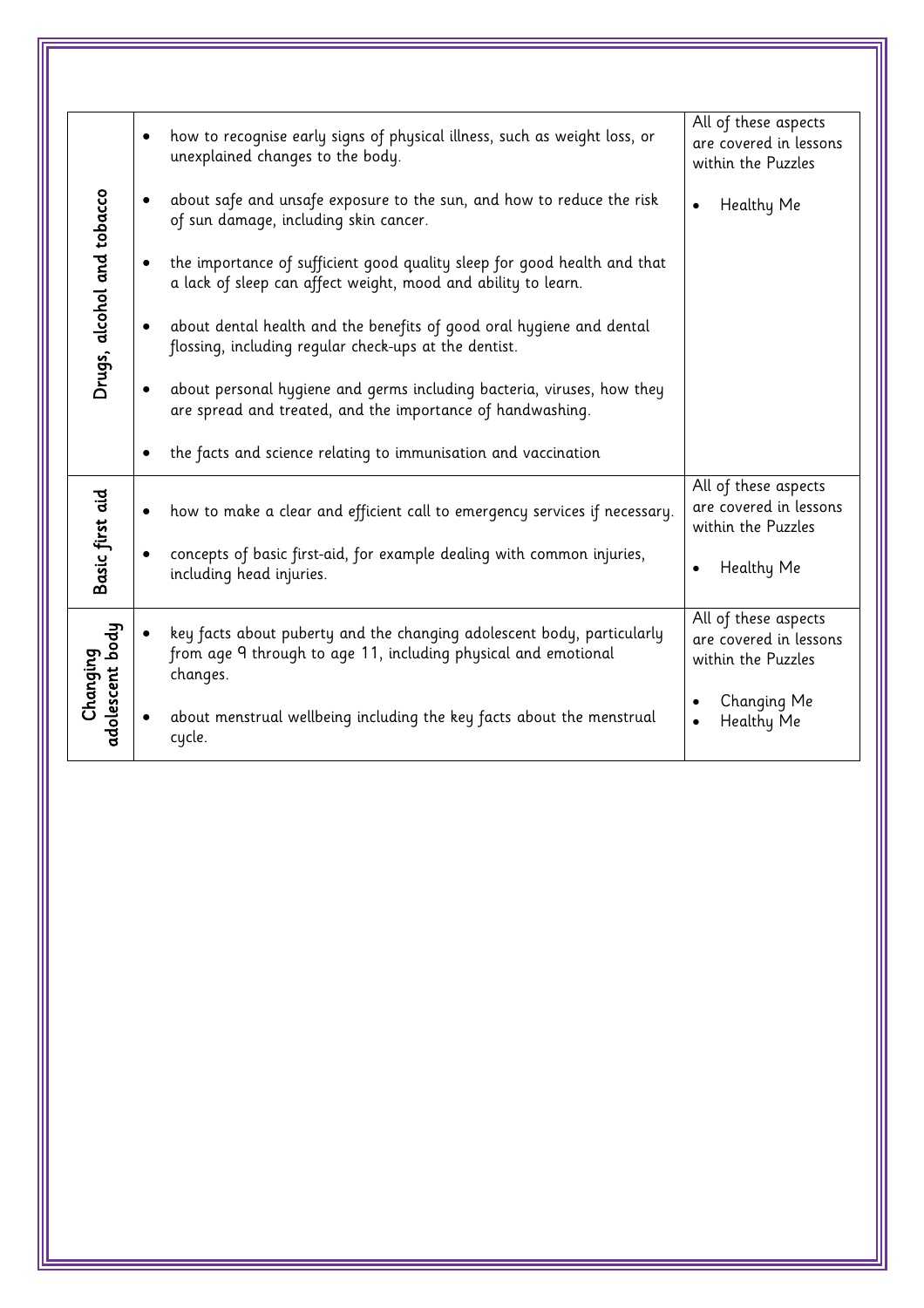| | | |
|---|---|---|
| Drugs, alcohol and tobacco | • how to recognise early signs of physical illness, such as weight loss, or unexplained changes to the body.<br><br>• about safe and unsafe exposure to the sun, and how to reduce the risk of sun damage, including skin cancer.<br><br>• the importance of sufficient good quality sleep for good health and that a lack of sleep can affect weight, mood and ability to learn.<br><br>• about dental health and the benefits of good oral hygiene and dental flossing, including regular check-ups at the dentist.<br><br>• about personal hygiene and germs including bacteria, viruses, how they are spread and treated, and the importance of handwashing.<br><br>• the facts and science relating to immunisation and vaccination | All of these aspects are covered in lessons within the Puzzles<br><br>• Healthy Me |
| Basic first aid | • how to make a clear and efficient call to emergency services if necessary.<br><br>• concepts of basic first-aid, for example dealing with common injuries, including head injuries. | All of these aspects are covered in lessons within the Puzzles<br><br>• Healthy Me |
| Changing adolescent body | • key facts about puberty and the changing adolescent body, particularly from age 9 through to age 11, including physical and emotional changes.<br><br>• about menstrual wellbeing including the key facts about the menstrual cycle. | All of these aspects are covered in lessons within the Puzzles<br><br>• Changing Me<br>• Healthy Me |